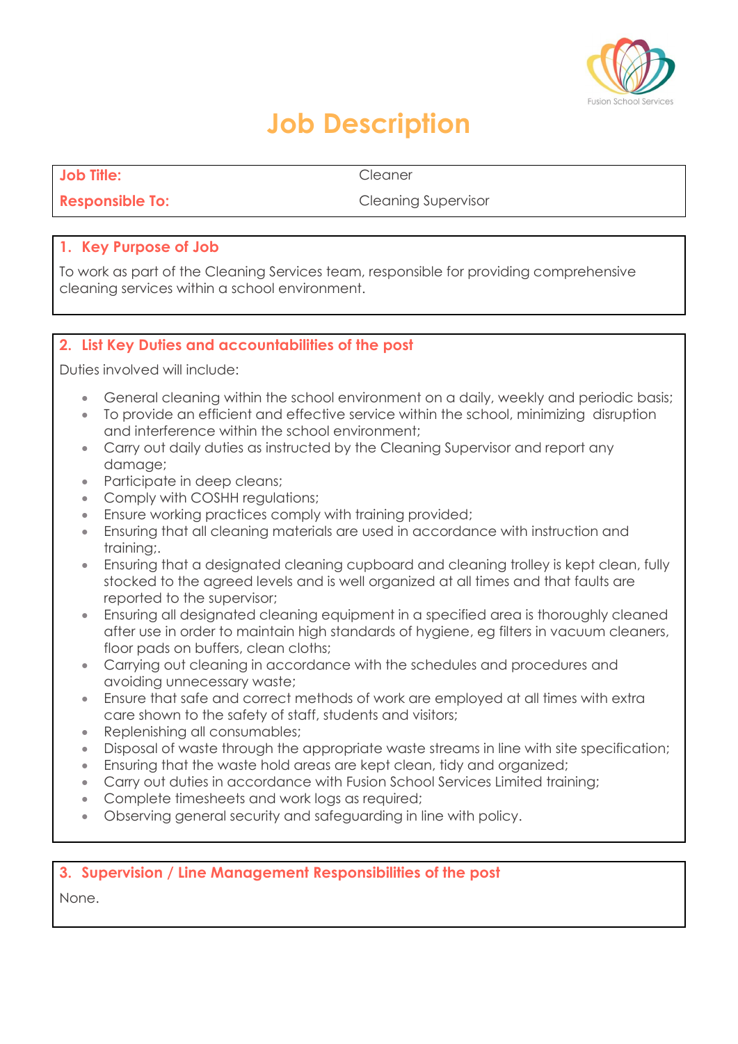Fusion School Services

# Job Description

| | |
|---|---|
| **Job Title:** | Cleaner |
| **Responsible To:** | Cleaning Supervisor |

## 1. Key Purpose of Job

To work as part of the Cleaning Services team, responsible for providing comprehensive cleaning services within a school environment.

## 2. List Key Duties and accountabilities of the post

Duties involved will include:

- General cleaning within the school environment on a daily, weekly and periodic basis;
- To provide an efficient and effective service within the school, minimizing disruption and interference within the school environment;
- Carry out daily duties as instructed by the Cleaning Supervisor and report any damage;
- Participate in deep cleans;
- Comply with COSHH regulations;
- Ensure working practices comply with training provided;
- Ensuring that all cleaning materials are used in accordance with instruction and training;.
- Ensuring that a designated cleaning cupboard and cleaning trolley is kept clean, fully stocked to the agreed levels and is well organized at all times and that faults are reported to the supervisor;
- Ensuring all designated cleaning equipment in a specified area is thoroughly cleaned after use in order to maintain high standards of hygiene, eg filters in vacuum cleaners, floor pads on buffers, clean cloths;
- Carrying out cleaning in accordance with the schedules and procedures and avoiding unnecessary waste;
- Ensure that safe and correct methods of work are employed at all times with extra care shown to the safety of staff, students and visitors;
- Replenishing all consumables;
- Disposal of waste through the appropriate waste streams in line with site specification;
- Ensuring that the waste hold areas are kept clean, tidy and organized;
- Carry out duties in accordance with Fusion School Services Limited training;
- Complete timesheets and work logs as required;
- Observing general security and safeguarding in line with policy.

## 3. Supervision / Line Management Responsibilities of the post

None.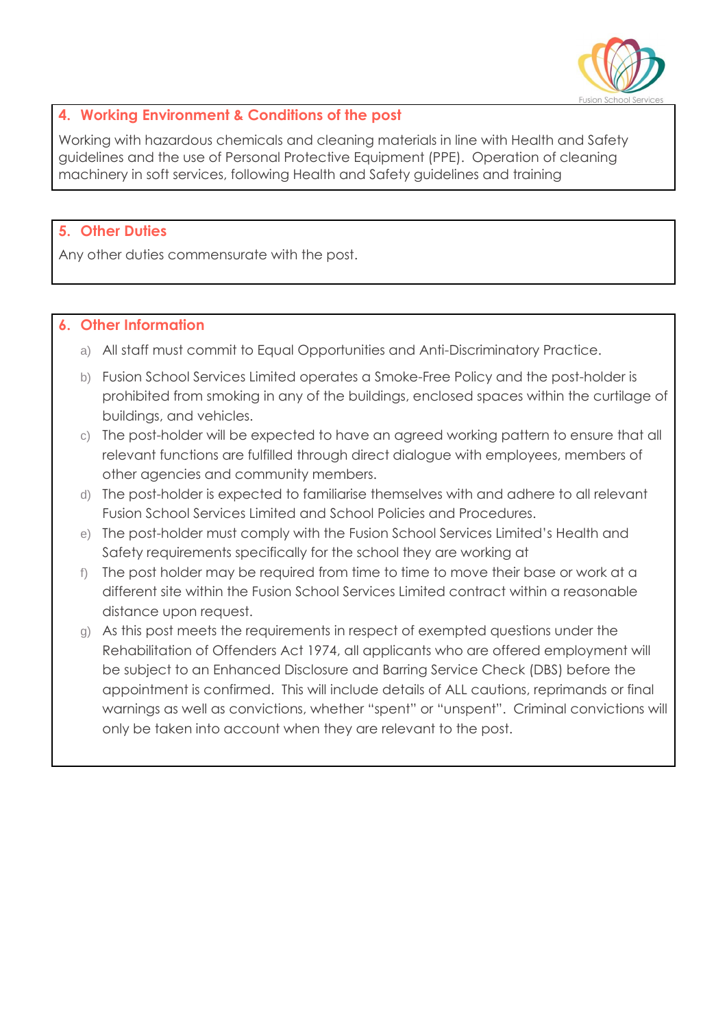## 4. Working Environment & Conditions of the post

Working with hazardous chemicals and cleaning materials in line with Health and Safety guidelines and the use of Personal Protective Equipment (PPE). Operation of cleaning machinery in soft services, following Health and Safety guidelines and training

## 5. Other Duties

Any other duties commensurate with the post.

## 6. Other Information

a) All staff must commit to Equal Opportunities and Anti-Discriminatory Practice.

b) Fusion School Services Limited operates a Smoke-Free Policy and the post-holder is prohibited from smoking in any of the buildings, enclosed spaces within the curtilage of buildings, and vehicles.

c) The post-holder will be expected to have an agreed working pattern to ensure that all relevant functions are fulfilled through direct dialogue with employees, members of other agencies and community members.

d) The post-holder is expected to familiarise themselves with and adhere to all relevant Fusion School Services Limited and School Policies and Procedures.

e) The post-holder must comply with the Fusion School Services Limited's Health and Safety requirements specifically for the school they are working at

f) The post holder may be required from time to time to move their base or work at a different site within the Fusion School Services Limited contract within a reasonable distance upon request.

g) As this post meets the requirements in respect of exempted questions under the Rehabilitation of Offenders Act 1974, all applicants who are offered employment will be subject to an Enhanced Disclosure and Barring Service Check (DBS) before the appointment is confirmed. This will include details of ALL cautions, reprimands or final warnings as well as convictions, whether "spent" or "unspent". Criminal convictions will only be taken into account when they are relevant to the post.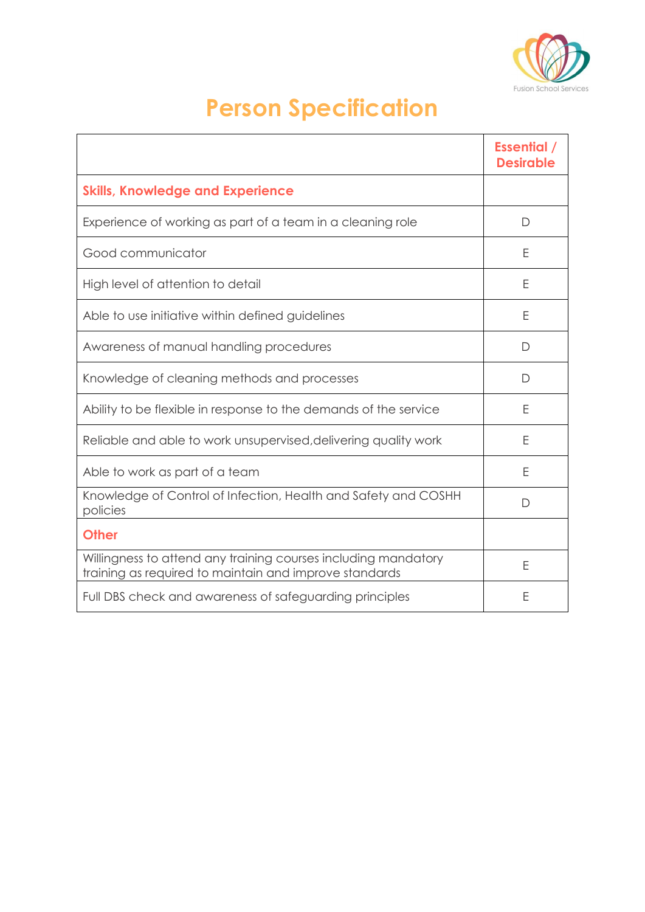Fusion School Services

# Person Specification

| | Essential / Desirable |
|---|---|
| **Skills, Knowledge and Experience** | |
| Experience of working as part of a team in a cleaning role | D |
| Good communicator | E |
| High level of attention to detail | E |
| Able to use initiative within defined guidelines | E |
| Awareness of manual handling procedures | D |
| Knowledge of cleaning methods and processes | D |
| Ability to be flexible in response to the demands of the service | E |
| Reliable and able to work unsupervised,delivering quality work | E |
| Able to work as part of a team | E |
| Knowledge of Control of Infection, Health and Safety and COSHH policies | D |
| **Other** | |
| Willingness to attend any training courses including mandatory training as required to maintain and improve standards | E |
| Full DBS check and awareness of safeguarding principles | E |